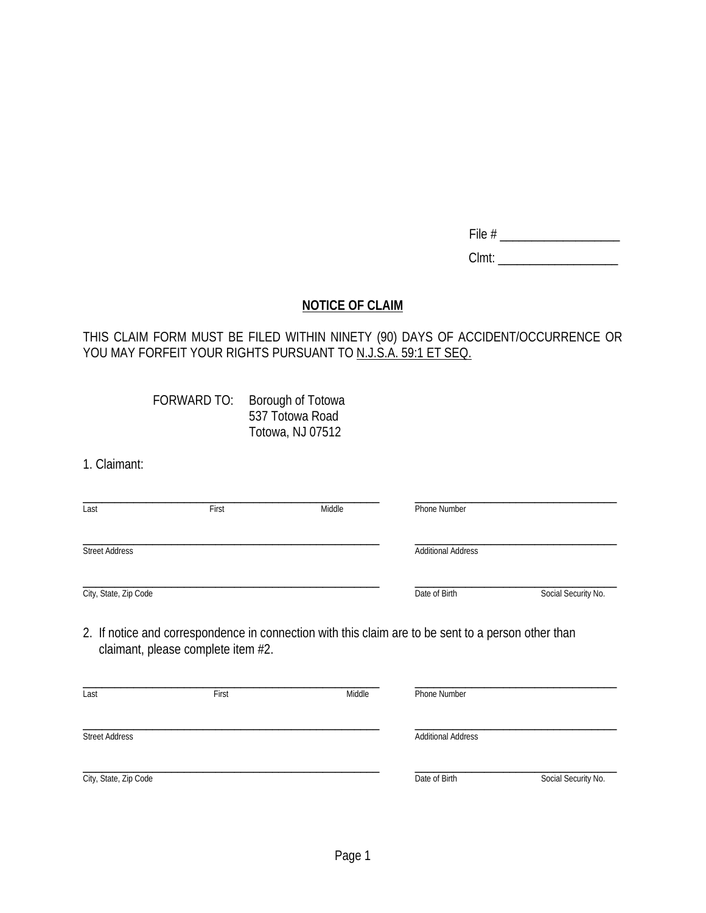File # ___________________

Clmt: ___________________

## NOTICE OF CLAIM

THIS CLAIM FORM MUST BE FILED WITHIN NINETY (90) DAYS OF ACCIDENT/OCCURRENCE OR YOU MAY FORFEIT YOUR RIGHTS PURSUANT TO N.J.S.A. 59:1 ET SEQ.

FORWARD TO: Borough of Totowa
537 Totowa Road
Totowa, NJ 07512

1. Claimant:

_______________________________________________ _________________________________
Last First Middle Phone Number

_______________________________________________ _________________________________
Street Address Additional Address

_______________________________________________ _________________________________
City, State, Zip Code Date of Birth Social Security No.

2. If notice and correspondence in connection with this claim are to be sent to a person other than claimant, please complete item #2.

_______________________________________________ _________________________________
Last First Middle Phone Number

_______________________________________________ _________________________________
Street Address Additional Address

_______________________________________________ _________________________________
City, State, Zip Code Date of Birth Social Security No.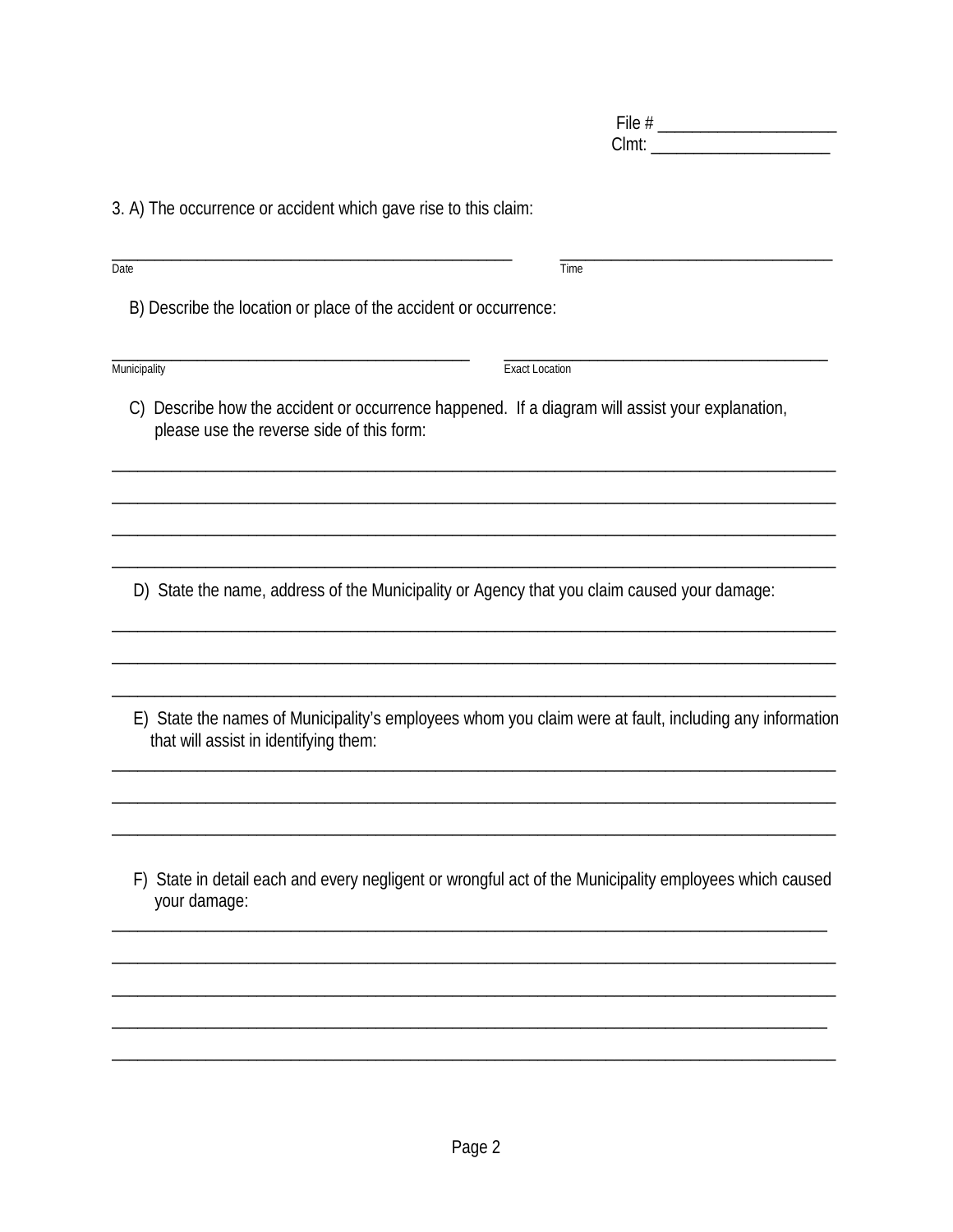File # ____________________
Clmt: _____________________

3. A) The occurrence or accident which gave rise to this claim:

_______________________________________________ _______________________________
Date Time

B) Describe the location or place of the accident or occurrence:

__________________________________________ ______________________________________
Municipality Exact Location

C) Describe how the accident or occurrence happened. If a diagram will assist your explanation, please use the reverse side of this form:

_____________________________________________________________________________________

_____________________________________________________________________________________

_____________________________________________________________________________________

_____________________________________________________________________________________

D) State the name, address of the Municipality or Agency that you claim caused your damage:

_____________________________________________________________________________________

_____________________________________________________________________________________

_____________________________________________________________________________________

E) State the names of Municipality's employees whom you claim were at fault, including any information that will assist in identifying them:

_____________________________________________________________________________________

_____________________________________________________________________________________

_____________________________________________________________________________________

F) State in detail each and every negligent or wrongful act of the Municipality employees which caused your damage:

_____________________________________________________________________________________

_____________________________________________________________________________________

_____________________________________________________________________________________

_____________________________________________________________________________________

_____________________________________________________________________________________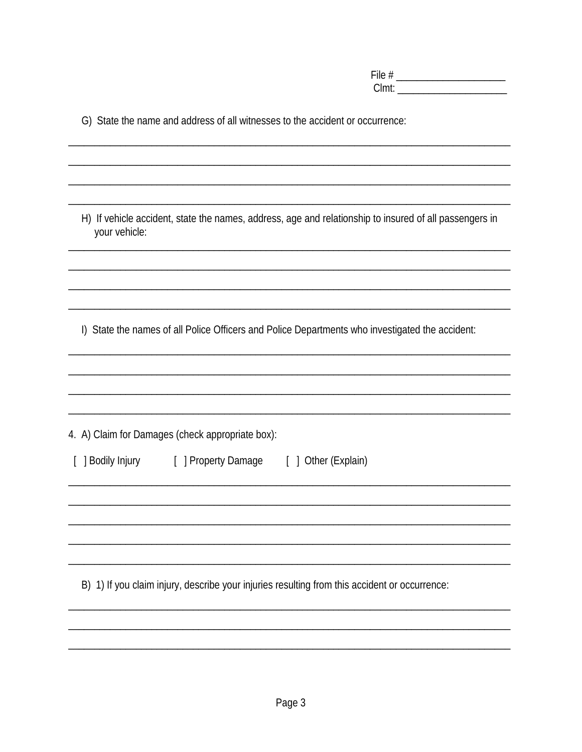File # ____________________
Clmt: ____________________

G) State the name and address of all witnesses to the accident or occurrence:

________________________________________________________________________________

________________________________________________________________________________

________________________________________________________________________________

________________________________________________________________________________

H) If vehicle accident, state the names, address, age and relationship to insured of all passengers in your vehicle:

________________________________________________________________________________

________________________________________________________________________________

________________________________________________________________________________

________________________________________________________________________________

I) State the names of all Police Officers and Police Departments who investigated the accident:

________________________________________________________________________________

________________________________________________________________________________

________________________________________________________________________________

________________________________________________________________________________

4. A) Claim for Damages (check appropriate box):

[ ] Bodily Injury     [ ] Property Damage     [ ] Other (Explain)

________________________________________________________________________________

________________________________________________________________________________

________________________________________________________________________________

________________________________________________________________________________

________________________________________________________________________________

B) 1) If you claim injury, describe your injuries resulting from this accident or occurrence:

________________________________________________________________________________

________________________________________________________________________________

________________________________________________________________________________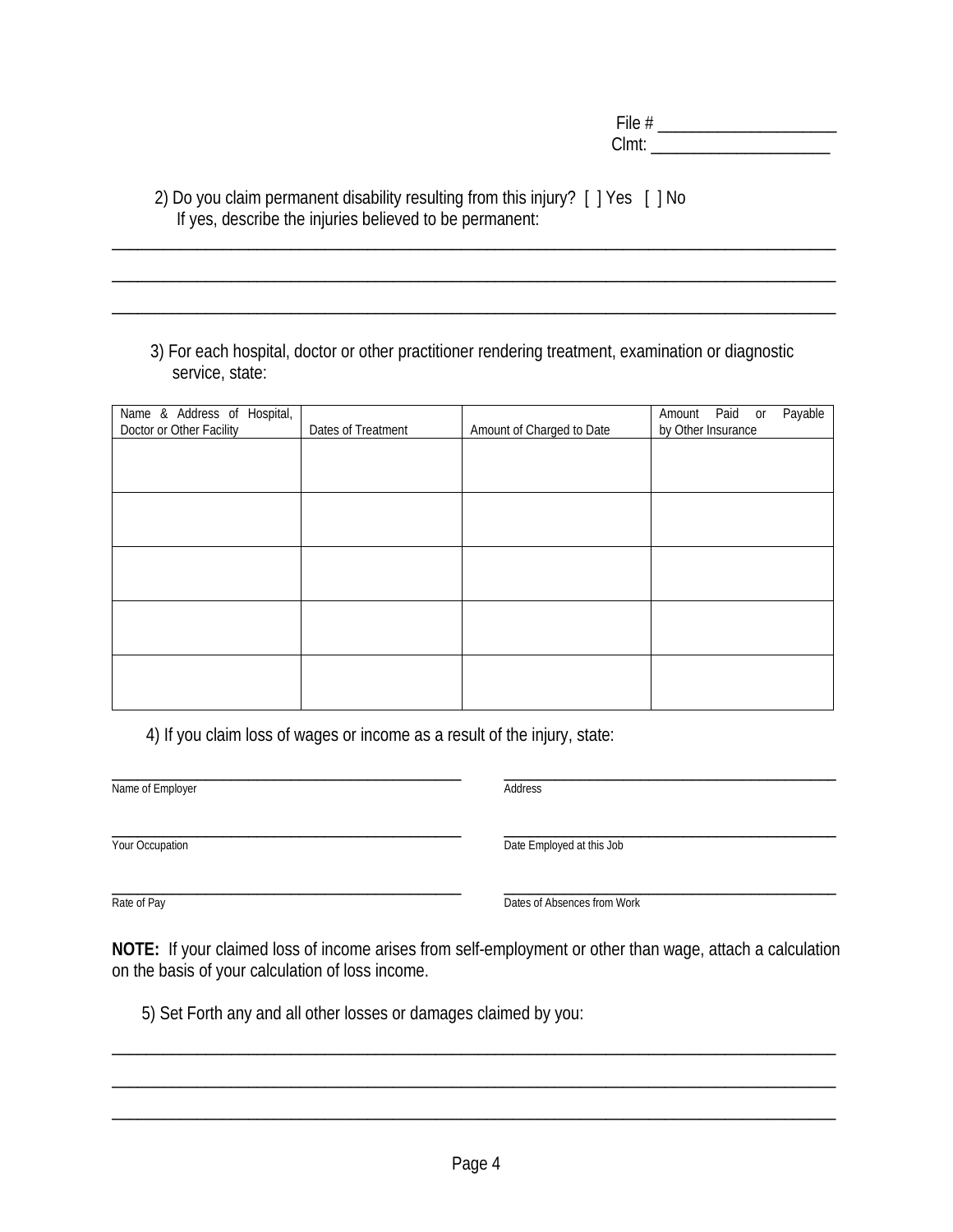File # ____________________
Clmt: ____________________

2) Do you claim permanent disability resulting from this injury? [ ] Yes [ ] No
If yes, describe the injuries believed to be permanent:

________________________________________________________________________________

________________________________________________________________________________

________________________________________________________________________________

3) For each hospital, doctor or other practitioner rendering treatment, examination or diagnostic service, state:

| Name & Address of Hospital, Doctor or Other Facility | Dates of Treatment | Amount of Charged to Date | Amount Paid or Payable by Other Insurance |
|---|---|---|---|
| | | | |
| | | | |
| | | | |
| | | | |
| | | | |

4) If you claim loss of wages or income as a result of the injury, state:

________________________________________ ________________________________________
Name of Employer Address

________________________________________ ________________________________________
Your Occupation Date Employed at this Job

________________________________________ ________________________________________
Rate of Pay Dates of Absences from Work

**NOTE:** If your claimed loss of income arises from self-employment or other than wage, attach a calculation on the basis of your calculation of loss income.

5) Set Forth any and all other losses or damages claimed by you:

________________________________________________________________________________

________________________________________________________________________________

________________________________________________________________________________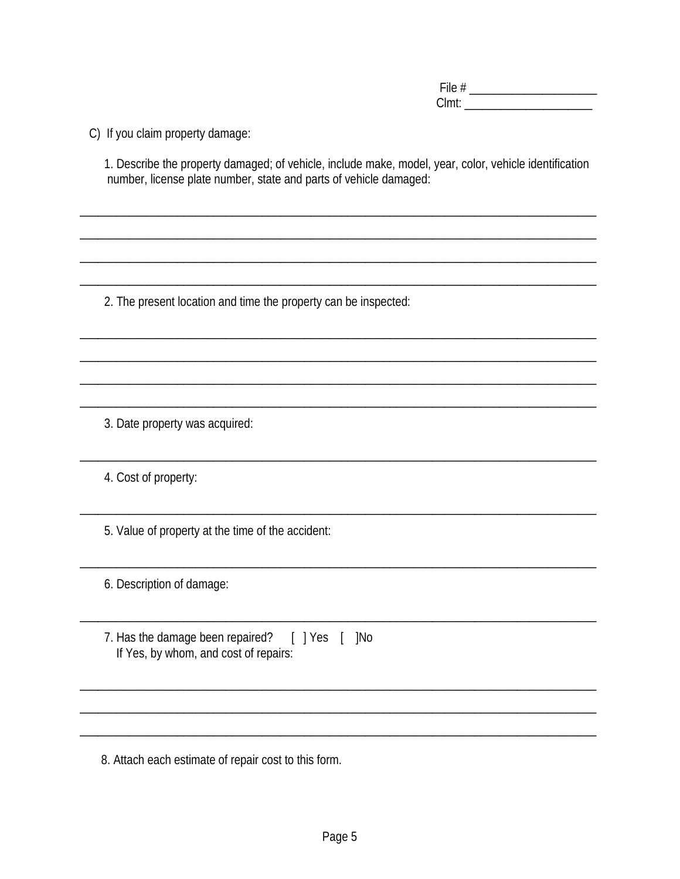File # ____________________
Clmt: ____________________

C) If you claim property damage:

1. Describe the property damaged; of vehicle, include make, model, year, color, vehicle identification number, license plate number, state and parts of vehicle damaged:

________________________________________________________________________________
________________________________________________________________________________
________________________________________________________________________________
________________________________________________________________________________

2. The present location and time the property can be inspected:

________________________________________________________________________________
________________________________________________________________________________
________________________________________________________________________________
________________________________________________________________________________

3. Date property was acquired:

________________________________________________________________________________

4. Cost of property:

________________________________________________________________________________

5. Value of property at the time of the accident:

________________________________________________________________________________

6. Description of damage:

________________________________________________________________________________

7. Has the damage been repaired? [ ] Yes [ ]No
   If Yes, by whom, and cost of repairs:

________________________________________________________________________________
________________________________________________________________________________
________________________________________________________________________________

8. Attach each estimate of repair cost to this form.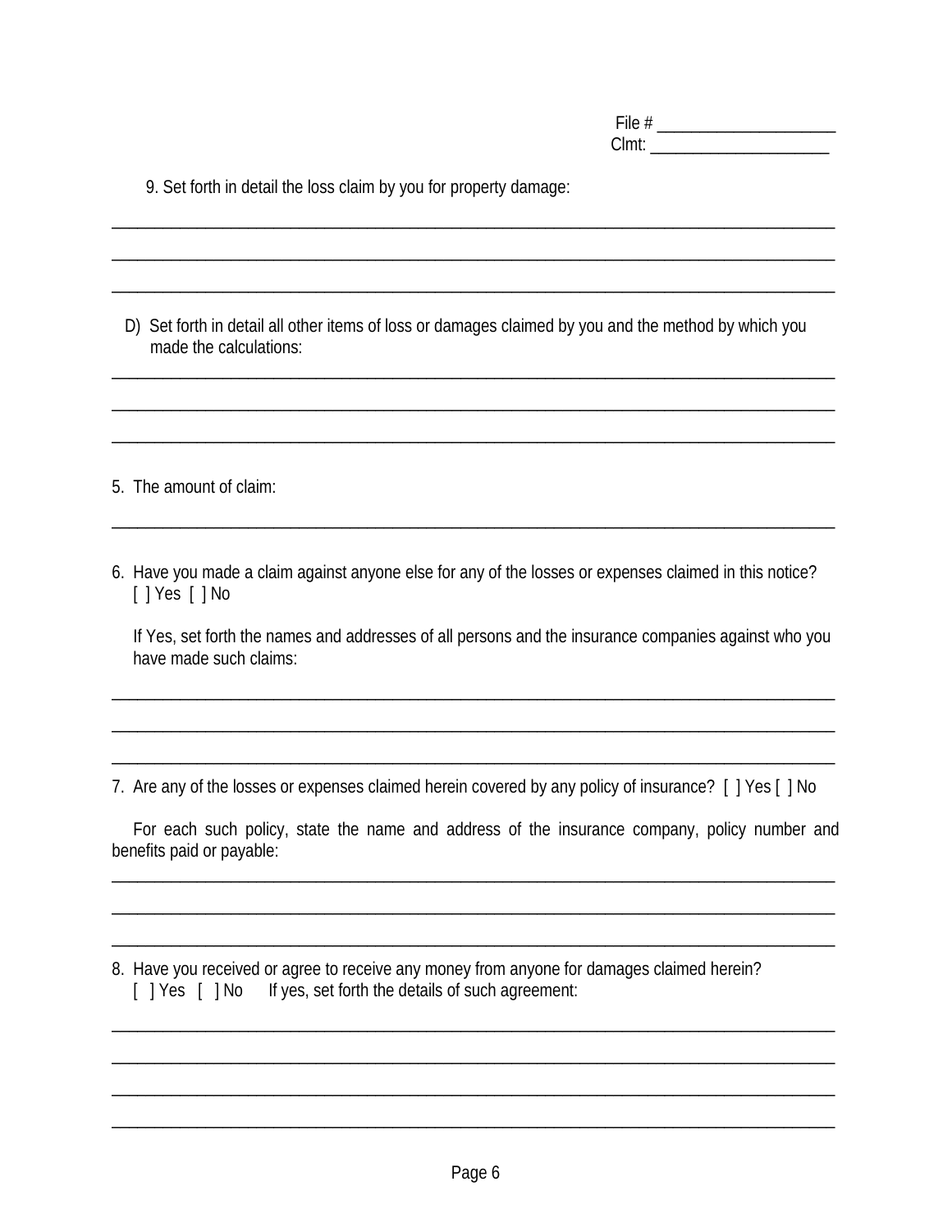File # ____________________
Clmt: ____________________

9. Set forth in detail the loss claim by you for property damage:

_______________________________________________________________________________

_______________________________________________________________________________

_______________________________________________________________________________

D) Set forth in detail all other items of loss or damages claimed by you and the method by which you made the calculations:

_______________________________________________________________________________

_______________________________________________________________________________

_______________________________________________________________________________

5. The amount of claim:

_______________________________________________________________________________

6. Have you made a claim against anyone else for any of the losses or expenses claimed in this notice?
[ ] Yes [ ] No

If Yes, set forth the names and addresses of all persons and the insurance companies against who you have made such claims:

_______________________________________________________________________________

_______________________________________________________________________________

_______________________________________________________________________________

7. Are any of the losses or expenses claimed herein covered by any policy of insurance? [ ] Yes [ ] No

For each such policy, state the name and address of the insurance company, policy number and benefits paid or payable:

_______________________________________________________________________________

_______________________________________________________________________________

_______________________________________________________________________________

8. Have you received or agree to receive any money from anyone for damages claimed herein?
[ ] Yes [ ] No If yes, set forth the details of such agreement:

_______________________________________________________________________________

_______________________________________________________________________________

_______________________________________________________________________________

_______________________________________________________________________________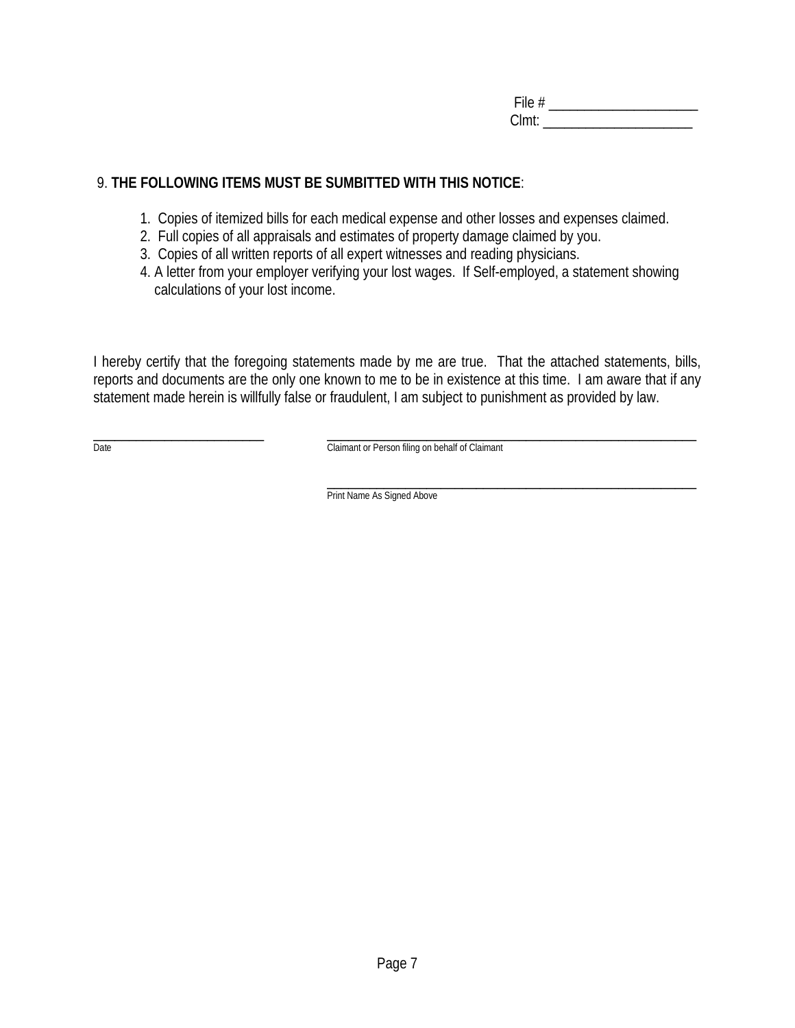File # ____________________
Clmt: ____________________

9. **THE FOLLOWING ITEMS MUST BE SUMBITTED WITH THIS NOTICE**:

1. Copies of itemized bills for each medical expense and other losses and expenses claimed.
2. Full copies of all appraisals and estimates of property damage claimed by you.
3. Copies of all written reports of all expert witnesses and reading physicians.
4. A letter from your employer verifying your lost wages. If Self-employed, a statement showing calculations of your lost income.

I hereby certify that the foregoing statements made by me are true. That the attached statements, bills, reports and documents are the only one known to me to be in existence at this time. I am aware that if any statement made herein is willfully false or fraudulent, I am subject to punishment as provided by law.

_________________________ Date

_________________________ Claimant or Person filing on behalf of Claimant

_________________________ Print Name As Signed Above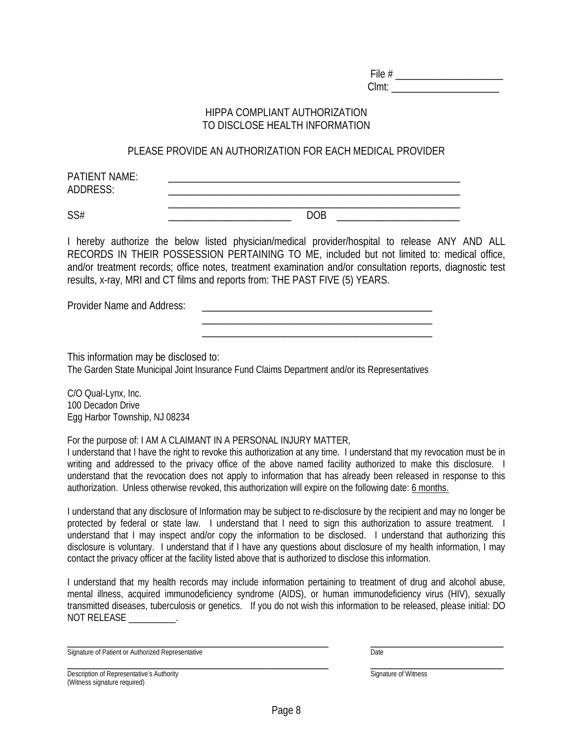File # ____________________
Clmt: ____________________

# HIPPA COMPLIANT AUTHORIZATION TO DISCLOSE HEALTH INFORMATION

## PLEASE PROVIDE AN AUTHORIZATION FOR EACH MEDICAL PROVIDER

PATIENT NAME: ________________________________________________________

ADDRESS: ________________________________________________________

________________________________________________________

SS# ________________________ DOB ________________________

I hereby authorize the below listed physician/medical provider/hospital to release ANY AND ALL RECORDS IN THEIR POSSESSION PERTAINING TO ME, included but not limited to: medical office, and/or treatment records; office notes, treatment examination and/or consultation reports, diagnostic test results, x-ray, MRI and CT films and reports from: THE PAST FIVE (5) YEARS.

Provider Name and Address: ____________________________________________

____________________________________________

____________________________________________

This information may be disclosed to:
The Garden State Municipal Joint Insurance Fund Claims Department and/or its Representatives

C/O Qual-Lynx, Inc.
100 Decadon Drive
Egg Harbor Township, NJ 08234

For the purpose of: I AM A CLAIMANT IN A PERSONAL INJURY MATTER,
I understand that I have the right to revoke this authorization at any time. I understand that my revocation must be in writing and addressed to the privacy office of the above named facility authorized to make this disclosure. I understand that the revocation does not apply to information that has already been released in response to this authorization. Unless otherwise revoked, this authorization will expire on the following date: 6 months.

I understand that any disclosure of Information may be subject to re-disclosure by the recipient and may no longer be protected by federal or state law. I understand that I need to sign this authorization to assure treatment. I understand that I may inspect and/or copy the information to be disclosed. I understand that authorizing this disclosure is voluntary. I understand that if I have any questions about disclosure of my health information, I may contact the privacy officer at the facility listed above that is authorized to disclose this information.

I understand that my health records may include information pertaining to treatment of drug and alcohol abuse, mental illness, acquired immunodeficiency syndrome (AIDS), or human immunodeficiency virus (HIV), sexually transmitted diseases, tuberculosis or genetics. If you do not wish this information to be released, please initial: DO NOT RELEASE __________.

______________________________________________ ________________________
Signature of Patient or Authorized Representative Date

______________________________________________ ________________________
Description of Representative's Authority Signature of Witness
(Witness signature required)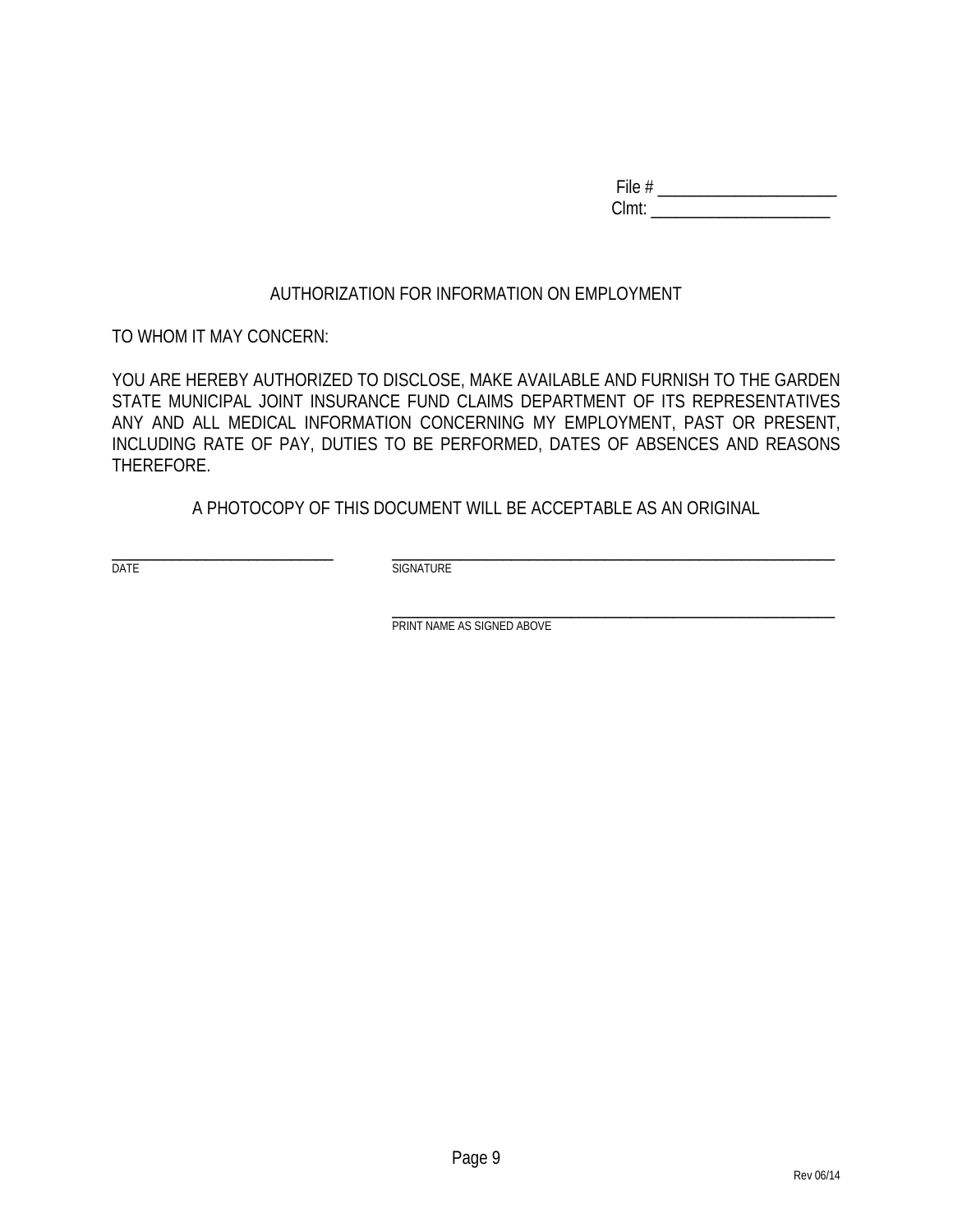File # ____________________
Clmt: ____________________

## AUTHORIZATION FOR INFORMATION ON EMPLOYMENT

TO WHOM IT MAY CONCERN:

YOU ARE HEREBY AUTHORIZED TO DISCLOSE, MAKE AVAILABLE AND FURNISH TO THE GARDEN STATE MUNICIPAL JOINT INSURANCE FUND CLAIMS DEPARTMENT OF ITS REPRESENTATIVES ANY AND ALL MEDICAL INFORMATION CONCERNING MY EMPLOYMENT, PAST OR PRESENT, INCLUDING RATE OF PAY, DUTIES TO BE PERFORMED, DATES OF ABSENCES AND REASONS THEREFORE.

A PHOTOCOPY OF THIS DOCUMENT WILL BE ACCEPTABLE AS AN ORIGINAL

____________________________ ____________________________________________________
DATE SIGNATURE

____________________________________________________
PRINT NAME AS SIGNED ABOVE

Rev 06/14